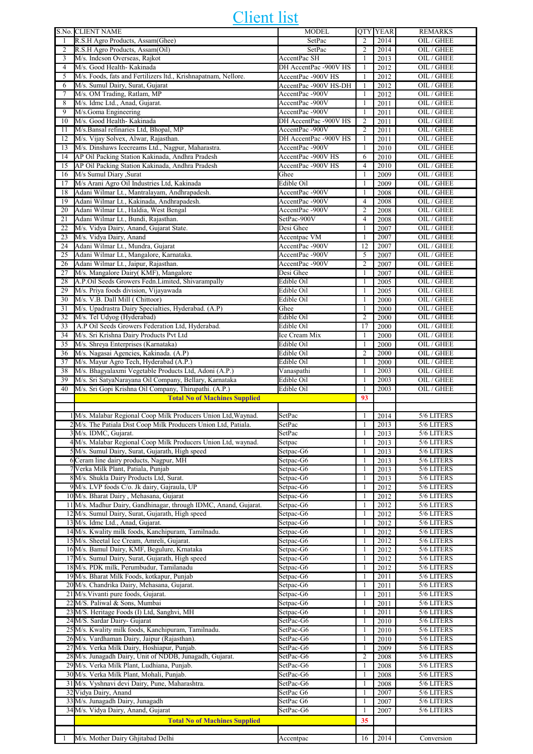# Client list

| S.No. | CLIENT NAME | MODEL | QTY | YEAR | REMARKS |
|---|---|---|---|---|---|
| 1 | R.S.H Agro Products, Assam(Ghee) | SetPac | 2 | 2014 | OIL / GHEE |
| 2 | R.S.H Agro Products, Assam(Oil) | SetPac | 2 | 2014 | OIL / GHEE |
| 3 | M/s. Indcson Overseas, Rajkot | AccentPac SH | 1 | 2013 | OIL / GHEE |
| 4 | M/s. Good Health- Kakinada | DH AccentPac -900V HS | 1 | 2012 | OIL / GHEE |
| 5 | M/s. Foods, fats and Fertilizers ltd., Krishnapatnam, Nellore. | AccentPac -900V HS | 1 | 2012 | OIL / GHEE |
| 6 | M/s. Sumul Dairy, Surat, Gujarat | AccentPac -900V HS-DH | 1 | 2012 | OIL / GHEE |
| 7 | M/s. OM Trading, Ratlam, MP | AccentPac -900V | 1 | 2012 | OIL / GHEE |
| 8 | M/s. Idmc Ltd., Anad, Gujarat. | AccentPac -900V | 1 | 2011 | OIL / GHEE |
| 9 | M/s.Goma Engineering | AccentPac -900V | 1 | 2011 | OIL / GHEE |
| 10 | M/s. Good Health- Kakinada | DH AccentPac -900V HS | 2 | 2011 | OIL / GHEE |
| 11 | M/s.Bansal refinaries Ltd, Bhopal, MP | AccentPac -900V | 2 | 2011 | OIL / GHEE |
| 12 | M/s. Vijay Solvex, Alwar, Rajasthan. | DH AccentPac -900V HS | 1 | 2011 | OIL / GHEE |
| 13 | M/s. Dinshaws Icecreams Ltd., Nagpur, Maharastra. | AccentPac -900V | 1 | 2010 | OIL / GHEE |
| 14 | AP Oil Packing Station Kakinada, Andhra Pradesh | AccentPac -900V HS | 6 | 2010 | OIL / GHEE |
| 15 | AP Oil Packing Station Kakinada, Andhra Pradesh | AccentPac -900V HS | 4 | 2010 | OIL / GHEE |
| 16 | M/s Sumul Diary ,Surat | Ghee | 1 | 2009 | OIL / GHEE |
| 17 | M/s Arani Agro Oil Industries Ltd, Kakinada | Edible Oil | 1 | 2009 | OIL / GHEE |
| 18 | Adani Wilmar Lt., Mantralayam, Andhrapadesh. | AccentPac -900V | 1 | 2008 | OIL / GHEE |
| 19 | Adani Wilmar Lt., Kakinada, Andhrapadesh. | AccentPac -900V | 4 | 2008 | OIL / GHEE |
| 20 | Adani Wilmar Lt., Haldia, West Bengal | AccentPac -900V | 2 | 2008 | OIL / GHEE |
| 21 | Adani Wilmar Lt., Bundi, Rajasthan. | SetPac-900V | 4 | 2008 | OIL / GHEE |
| 22 | M/s. Vidya Dairy, Anand, Gujarat State. | Desi Ghee | 1 | 2007 | OIL / GHEE |
| 23 | M/s. Vidya Dairy, Anand | Accentpac VM | 1 | 2007 | OIL / GHEE |
| 24 | Adani Wilmar Lt., Mundra, Gujarat | AccentPac -900V | 12 | 2007 | OIL / GHEE |
| 25 | Adani Wilmar Lt., Mangalore, Karnataka. | AccentPac -900V | 5 | 2007 | OIL / GHEE |
| 26 | Adani Wilmar Lt., Jaipur, Rajasthan. | AccentPac -900V | 2 | 2007 | OIL / GHEE |
| 27 | M/s. Mangalore Dairy( KMF), Mangalore | Desi Ghee | 1 | 2007 | OIL / GHEE |
| 28 | A.P.Oil Seeds Growers Fedn.Limited, Shivarampally | Edible Oil | 1 | 2005 | OIL / GHEE |
| 29 | M/s. Priya foods division, Vijayawada | Edible Oil | 1 | 2005 | OIL / GHEE |
| 30 | M/s. V.B. Dall Mill ( Chittoor) | Edible Oil | 1 | 2000 | OIL / GHEE |
| 31 | M/s. Upadrastra Dairy Specialties, Hyderabad. (A.P) | Ghee | 1 | 2000 | OIL / GHEE |
| 32 | M/s. Tel Udyog (Hyderabad) | Edible Oil | 2 | 2000 | OIL / GHEE |
| 33 | A.P Oil Seeds Growers Federation Ltd, Hyderabad. | Edible Oil | 17 | 2000 | OIL / GHEE |
| 34 | M/s. Sri Krishna Dairy Products Pvt Ltd | Ice Cream Mix | 1 | 2000 | OIL / GHEE |
| 35 | M/s. Shreya Enterprises (Karnataka) | Edible Oil | 1 | 2000 | OIL / GHEE |
| 36 | M/s. Nagasai Agencies, Kakinada. (A.P) | Edible Oil | 2 | 2000 | OIL / GHEE |
| 37 | M/s. Mayur Agro Tech, Hyderabad (A.P.) | Edible Oil | 1 | 2000 | OIL / GHEE |
| 38 | M/s. Bhagyalaxmi Vegetable Products Ltd, Adoni (A.P.) | Vanaspathi | 1 | 2003 | OIL / GHEE |
| 39 | M/s. Sri SatyaNarayana Oil Company, Bellary, Karnataka | Edible Oil | 1 | 2003 | OIL / GHEE |
| 40 | M/s. Sri Gopi Krishna Oil Company, Thirupathi. (A.P.) | Edible Oil | 1 | 2003 | OIL / GHEE |
| | **Total No of Machines Supplied** | | **93** | | |
| | | | | | |
| 1 | M/s. Malabar Regional Coop Milk Producers Union Ltd,Waynad. | SetPac | 1 | 2014 | 5/6 LITERS |
| 2 | M/s. The Patiala Dist Coop Milk Producers Union Ltd, Patiala. | SetPac | 1 | 2013 | 5/6 LITERS |
| 3 | M/s. IDMC, Gujarat. | SetPac | 1 | 2013 | 5/6 LITERS |
| 4 | M/s. Malabar Regional Coop Milk Producers Union Ltd, waynad. | Setpac | 1 | 2013 | 5/6 LITERS |
| 5 | M/s. Sumul Dairy, Surat, Gujarath, High speed | Setpac-G6 | 1 | 2013 | 5/6 LITERS |
| 6 | Ceram line dairy products, Nagpur, MH | Setpac-G6 | 1 | 2013 | 5/6 LITERS |
| 7 | Verka Milk Plant, Patiala, Punjab | Setpac-G6 | 1 | 2013 | 5/6 LITERS |
| 8 | M/s. Shukla Dairy Products Ltd, Surat. | Setpac-G6 | 1 | 2013 | 5/6 LITERS |
| 9 | M/s. LVP foods C/o. Jk dairy, Gajraula, UP | Setpac-G6 | 1 | 2012 | 5/6 LITERS |
| 10 | M/s. Bharat Dairy , Mehasana, Gujarat | Setpac-G6 | 1 | 2012 | 5/6 LITERS |
| 11 | M/s. Madhur Dairy, Gandhinagar, through IDMC, Anand, Gujarat. | Setpac-G6 | 1 | 2012 | 5/6 LITERS |
| 12 | M/s. Sumul Dairy, Surat, Gujarath, High speed | Setpac-G6 | 1 | 2012 | 5/6 LITERS |
| 13 | M/s. Idmc Ltd., Anad, Gujarat. | Setpac-G6 | 1 | 2012 | 5/6 LITERS |
| 14 | M/s. Kwality milk foods, Kanchipuram, Tamilnadu. | Setpac-G6 | 1 | 2012 | 5/6 LITERS |
| 15 | M/s. Sheetal Ice Cream, Amreli, Gujarat. | Setpac-G6 | 1 | 2012 | 5/6 LITERS |
| 16 | M/s. Bamul Dairy, KMF, Begulure, Krnataka | Setpac-G6 | 1 | 2012 | 5/6 LITERS |
| 17 | M/s. Sumul Dairy, Surat, Gujarath, High speed | Setpac-G6 | 1 | 2012 | 5/6 LITERS |
| 18 | M/s. PDK milk, Perumbudur, Tamilanadu | Setpac-G6 | 1 | 2012 | 5/6 LITERS |
| 19 | M/s. Bharat Milk Foods, kotkapur, Punjab | Setpac-G6 | 1 | 2011 | 5/6 LITERS |
| 20 | M/s. Chandrika Dairy, Mehasana, Gujarat. | Setpac-G6 | 1 | 2011 | 5/6 LITERS |
| 21 | M/s.Vivanti pure foods, Gujarat. | Setpac-G6 | 1 | 2011 | 5/6 LITERS |
| 22 | M/S. Paliwal & Sons, Mumbai | Setpac-G6 | 1 | 2011 | 5/6 LITERS |
| 23 | M/S. Heritage Foods (I) Ltd, Sanghvi, MH | Setpac-G6 | 1 | 2011 | 5/6 LITERS |
| 24 | M/S. Sardar Dairy- Gujarat | SetPac-G6 | 1 | 2010 | 5/6 LITERS |
| 25 | M/s. Kwality milk foods, Kanchipuram, Tamilnadu. | SetPac-G6 | 1 | 2010 | 5/6 LITERS |
| 26 | M/s. Vardhaman Dairy, Jaipur (Rajasthan). | SetPac-G6 | 1 | 2010 | 5/6 LITERS |
| 27 | M/s. Verka Milk Dairy, Hoshiapur, Punjab. | SetPac-G6 | 1 | 2009 | 5/6 LITERS |
| 28 | M/s. Junagadh Dairy, Unit of NDDB, Junagadh, Gujarat. | SetPac-G6 | 2 | 2008 | 5/6 LITERS |
| 29 | M/s. Verka Milk Plant, Ludhiana, Punjab. | SetPac-G6 | 1 | 2008 | 5/6 LITERS |
| 30 | M/s. Verka Milk Plant, Mohali, Punjab. | SetPac-G6 | 1 | 2008 | 5/6 LITERS |
| 31 | M/s. Vyshnavi devi Dairy, Pune, Maharashtra. | SetPac-G6 | 1 | 2008 | 5/6 LITERS |
| 32 | Vidya Dairy, Anand | SetPac G6 | 1 | 2007 | 5/6 LITERS |
| 33 | M/s. Junagadh Dairy, Junagadh | SetPac G6 | 1 | 2007 | 5/6 LITERS |
| 34 | M/s. Vidya Dairy, Anand, Gujarat | SetPac-G6 | 1 | 2007 | 5/6 LITERS |
| | **Total No of Machines Supplied** | | **35** | | |
| | | | | | |
| 1 | M/s. Mother Dairy Ghjitabad Delhi | Accentpac | 16 | 2014 | Conversion |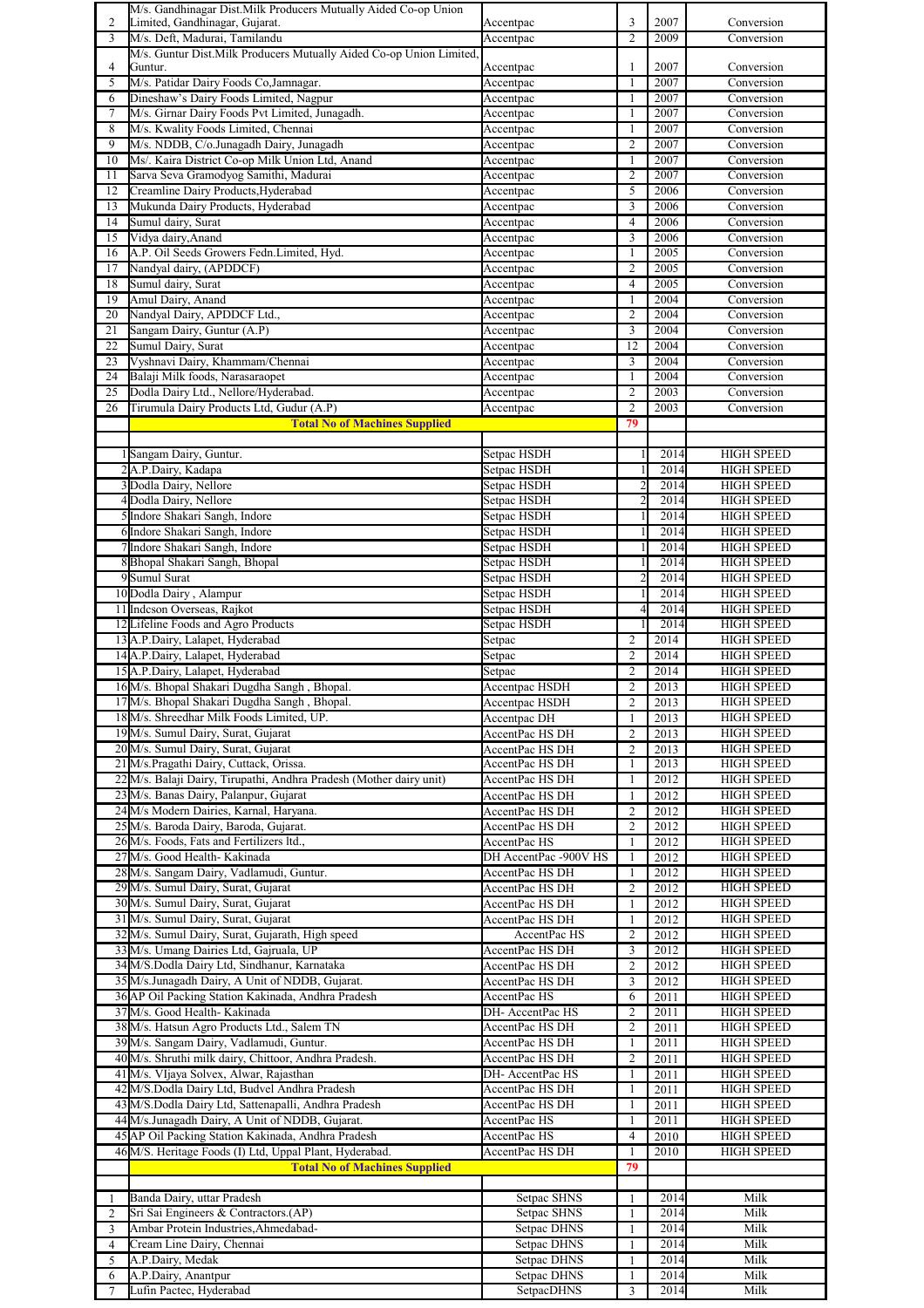| | | | | |
|---|---|---|---|---|
| 2 | M/s. Gandhinagar Dist.Milk Producers Mutually Aided Co-op Union Limited, Gandhinagar, Gujarat. | Accentpac | 3 | 2007 | Conversion |
| 3 | M/s. Deft, Madurai, Tamilandu | Accentpac | 2 | 2009 | Conversion |
| 4 | M/s. Guntur Dist.Milk Producers Mutually Aided Co-op Union Limited, Guntur. | Accentpac | 1 | 2007 | Conversion |
| 5 | M/s. Patidar Dairy Foods Co,Jamnagar. | Accentpac | 1 | 2007 | Conversion |
| 6 | Dineshaw's Dairy Foods Limited, Nagpur | Accentpac | 1 | 2007 | Conversion |
| 7 | M/s. Girnar Dairy Foods Pvt Limited, Junagadh. | Accentpac | 1 | 2007 | Conversion |
| 8 | M/s. Kwality Foods Limited, Chennai | Accentpac | 1 | 2007 | Conversion |
| 9 | M/s. NDDB, C/o.Junagadh Dairy, Junagadh | Accentpac | 2 | 2007 | Conversion |
| 10 | Ms/. Kaira District Co-op Milk Union Ltd, Anand | Accentpac | 1 | 2007 | Conversion |
| 11 | Sarva Seva Gramodyog Samithi, Madurai | Accentpac | 2 | 2007 | Conversion |
| 12 | Creamline Dairy Products,Hyderabad | Accentpac | 5 | 2006 | Conversion |
| 13 | Mukunda Dairy Products, Hyderabad | Accentpac | 3 | 2006 | Conversion |
| 14 | Sumul dairy, Surat | Accentpac | 4 | 2006 | Conversion |
| 15 | Vidya dairy,Anand | Accentpac | 3 | 2006 | Conversion |
| 16 | A.P. Oil Seeds Growers Fedn.Limited, Hyd. | Accentpac | 1 | 2005 | Conversion |
| 17 | Nandyal dairy, (APDDCF) | Accentpac | 2 | 2005 | Conversion |
| 18 | Sumul dairy, Surat | Accentpac | 4 | 2005 | Conversion |
| 19 | Amul Dairy, Anand | Accentpac | 1 | 2004 | Conversion |
| 20 | Nandyal Dairy, APDDCF Ltd., | Accentpac | 2 | 2004 | Conversion |
| 21 | Sangam Dairy, Guntur (A.P) | Accentpac | 3 | 2004 | Conversion |
| 22 | Sumul Dairy, Surat | Accentpac | 12 | 2004 | Conversion |
| 23 | Vyshnavi Dairy, Khammam/Chennai | Accentpac | 3 | 2004 | Conversion |
| 24 | Balaji Milk foods, Narasaraopet | Accentpac | 1 | 2004 | Conversion |
| 25 | Dodla Dairy Ltd., Nellore/Hyderabad. | Accentpac | 2 | 2003 | Conversion |
| 26 | Tirumula Dairy Products Ltd, Gudur (A.P) | Accentpac | 2 | 2003 | Conversion |
| | **Total No of Machines Supplied** | | **79** | | |
| | | | | | |
| 1 | Sangam Dairy, Guntur. | Setpac HSDH | 1 | 2014 | HIGH SPEED |
| 2 | A.P.Dairy, Kadapa | Setpac HSDH | 1 | 2014 | HIGH SPEED |
| 3 | Dodla Dairy, Nellore | Setpac HSDH | 2 | 2014 | HIGH SPEED |
| 4 | Dodla Dairy, Nellore | Setpac HSDH | 2 | 2014 | HIGH SPEED |
| 5 | Indore Shakari Sangh, Indore | Setpac HSDH | 1 | 2014 | HIGH SPEED |
| 6 | Indore Shakari Sangh, Indore | Setpac HSDH | 1 | 2014 | HIGH SPEED |
| 7 | Indore Shakari Sangh, Indore | Setpac HSDH | 1 | 2014 | HIGH SPEED |
| 8 | Bhopal Shakari Sangh, Bhopal | Setpac HSDH | 1 | 2014 | HIGH SPEED |
| 9 | Sumul Surat | Setpac HSDH | 2 | 2014 | HIGH SPEED |
| 10 | Dodla Dairy , Alampur | Setpac HSDH | 1 | 2014 | HIGH SPEED |
| 11 | Indcson Overseas, Rajkot | Setpac HSDH | 4 | 2014 | HIGH SPEED |
| 12 | Lifeline Foods and Agro Products | Setpac HSDH | 1 | 2014 | HIGH SPEED |
| 13 | A.P.Dairy, Lalapet, Hyderabad | Setpac | 2 | 2014 | HIGH SPEED |
| 14 | A.P.Dairy, Lalapet, Hyderabad | Setpac | 2 | 2014 | HIGH SPEED |
| 15 | A.P.Dairy, Lalapet, Hyderabad | Setpac | 2 | 2014 | HIGH SPEED |
| 16 | M/s. Bhopal Shakari Dugdha Sangh , Bhopal. | Accentpac HSDH | 2 | 2013 | HIGH SPEED |
| 17 | M/s. Bhopal Shakari Dugdha Sangh , Bhopal. | Accentpac HSDH | 2 | 2013 | HIGH SPEED |
| 18 | M/s. Shreedhar Milk Foods Limited, UP. | Accentpac DH | 1 | 2013 | HIGH SPEED |
| 19 | M/s. Sumul Dairy, Surat, Gujarat | AccentPac HS DH | 2 | 2013 | HIGH SPEED |
| 20 | M/s. Sumul Dairy, Surat, Gujarat | AccentPac HS DH | 2 | 2013 | HIGH SPEED |
| 21 | M/s.Pragathi Dairy, Cuttack, Orissa. | AccentPac HS DH | 1 | 2013 | HIGH SPEED |
| 22 | M/s. Balaji Dairy, Tirupathi, Andhra Pradesh (Mother dairy unit) | AccentPac HS DH | 1 | 2012 | HIGH SPEED |
| 23 | M/s. Banas Dairy, Palanpur, Gujarat | AccentPac HS DH | 1 | 2012 | HIGH SPEED |
| 24 | M/s Modern Dairies, Karnal, Haryana. | AccentPac HS DH | 2 | 2012 | HIGH SPEED |
| 25 | M/s. Baroda Dairy, Baroda, Gujarat. | AccentPac HS DH | 2 | 2012 | HIGH SPEED |
| 26 | M/s. Foods, Fats and Fertilizers ltd., | AccentPac HS | 1 | 2012 | HIGH SPEED |
| 27 | M/s. Good Health- Kakinada | DH AccentPac -900V HS | 1 | 2012 | HIGH SPEED |
| 28 | M/s. Sangam Dairy, Vadlamudi, Guntur. | AccentPac HS DH | 1 | 2012 | HIGH SPEED |
| 29 | M/s. Sumul Dairy, Surat, Gujarat | AccentPac HS DH | 2 | 2012 | HIGH SPEED |
| 30 | M/s. Sumul Dairy, Surat, Gujarat | AccentPac HS DH | 1 | 2012 | HIGH SPEED |
| 31 | M/s. Sumul Dairy, Surat, Gujarat | AccentPac HS DH | 1 | 2012 | HIGH SPEED |
| 32 | M/s. Sumul Dairy, Surat, Gujarath, High speed | AccentPac HS | 2 | 2012 | HIGH SPEED |
| 33 | M/s. Umang Dairies Ltd, Gajruala, UP | AccentPac HS DH | 3 | 2012 | HIGH SPEED |
| 34 | M/S.Dodla Dairy Ltd, Sindhanur, Karnataka | AccentPac HS DH | 2 | 2012 | HIGH SPEED |
| 35 | M/s.Junagadh Dairy, A Unit of NDDB, Gujarat. | AccentPac HS DH | 3 | 2012 | HIGH SPEED |
| 36 | AP Oil Packing Station Kakinada, Andhra Pradesh | AccentPac HS | 6 | 2011 | HIGH SPEED |
| 37 | M/s. Good Health- Kakinada | DH- AccentPac HS | 2 | 2011 | HIGH SPEED |
| 38 | M/s. Hatsun Agro Products Ltd., Salem TN | AccentPac HS DH | 2 | 2011 | HIGH SPEED |
| 39 | M/s. Sangam Dairy, Vadlamudi, Guntur. | AccentPac HS DH | 1 | 2011 | HIGH SPEED |
| 40 | M/s. Shruthi milk dairy, Chittoor, Andhra Pradesh. | AccentPac HS DH | 2 | 2011 | HIGH SPEED |
| 41 | M/s. VIjaya Solvex, Alwar, Rajasthan | DH- AccentPac HS | 1 | 2011 | HIGH SPEED |
| 42 | M/S.Dodla Dairy Ltd, Budvel Andhra Pradesh | AccentPac HS DH | 1 | 2011 | HIGH SPEED |
| 43 | M/S.Dodla Dairy Ltd, Sattenapalli, Andhra Pradesh | AccentPac HS DH | 1 | 2011 | HIGH SPEED |
| 44 | M/s.Junagadh Dairy, A Unit of NDDB, Gujarat. | AccentPac HS | 1 | 2011 | HIGH SPEED |
| 45 | AP Oil Packing Station Kakinada, Andhra Pradesh | AccentPac HS | 4 | 2010 | HIGH SPEED |
| 46 | M/S. Heritage Foods (I) Ltd, Uppal Plant, Hyderabad. | AccentPac HS DH | 1 | 2010 | HIGH SPEED |
| | **Total No of Machines Supplied** | | **79** | | |
| | | | | | |
| 1 | Banda Dairy, uttar Pradesh | Setpac SHNS | 1 | 2014 | Milk |
| 2 | Sri Sai Engineers & Contractors.(AP) | Setpac SHNS | 1 | 2014 | Milk |
| 3 | Ambar Protein Industries,Ahmedabad- | Setpac DHNS | 1 | 2014 | Milk |
| 4 | Cream Line Dairy, Chennai | Setpac DHNS | 1 | 2014 | Milk |
| 5 | A.P.Dairy, Medak | Setpac DHNS | 1 | 2014 | Milk |
| 6 | A.P.Dairy, Anantpur | Setpac DHNS | 1 | 2014 | Milk |
| 7 | Lufin Pactec, Hyderabad | SetpacDHNS | 3 | 2014 | Milk |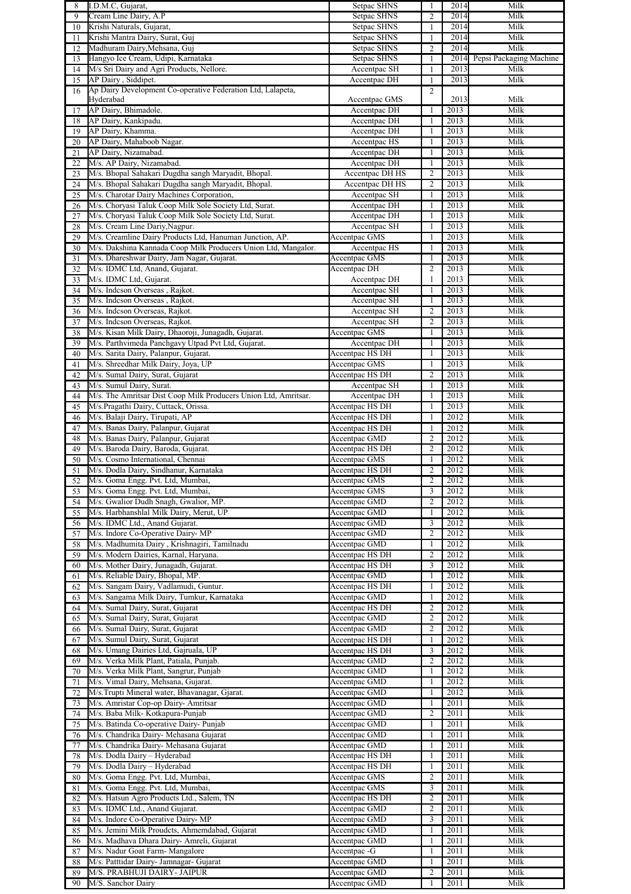| 8 | I.D.M.C, Gujarat, | Setpac SHNS | 1 | 2014 | Milk |
|---|---|---|---|---|---|
| 9 | Cream Line Dairy, A.P | Setpac SHNS | 2 | 2014 | Milk |
| 10 | Krishi Naturals, Gujarat, | Setpac SHNS | 1 | 2014 | Milk |
| 11 | Krishi Mantra Dairy, Surat, Guj | Setpac SHNS | 1 | 2014 | Milk |
| 12 | Madhuram Dairy,Mehsana, Guj | Setpac SHNS | 2 | 2014 | Milk |
| 13 | Hangyo Ice Cream, Udipi, Karnataka | Setpac SHNS | 1 | 2014 | Pepsi Packaging Machine |
| 14 | M/s Sri Dairy and Agri Products, Nellore. | Accentpac SH | 1 | 2013 | Milk |
| 15 | AP Dairy , Siddipet. | Accentpac DH | 1 | 2013 | Milk |
| 16 | Ap Dairy Development Co-operative Federation Ltd, Lalapeta, Hyderabad | Accentpac GMS | 2 | 2013 | Milk |
| 17 | AP Dairy, Bhimadole. | Accentpac DH | 1 | 2013 | Milk |
| 18 | AP Dairy, Kankipadu. | Accentpac DH | 1 | 2013 | Milk |
| 19 | AP Dairy, Khamma. | Accentpac DH | 1 | 2013 | Milk |
| 20 | AP Dairy, Mahaboob Nagar. | Accentpac HS | 1 | 2013 | Milk |
| 21 | AP Dairy, Nizamabad. | Accentpac DH | 1 | 2013 | Milk |
| 22 | M/s. AP Dairy, Nizamabad. | Accentpac DH | 1 | 2013 | Milk |
| 23 | M/s. Bhopal Sahakari Dugdha sangh Maryadit, Bhopal. | Accentpac DH HS | 2 | 2013 | Milk |
| 24 | M/s. Bhopal Sahakari Dugdha sangh Maryadit, Bhopal. | Accentpac DH HS | 2 | 2013 | Milk |
| 25 | M/s. Charotar Dairy Machines Corporation, | Accentpac SH | 1 | 2013 | Milk |
| 26 | M/s. Choryasi Taluk Coop Milk Sole Society Ltd, Surat. | Accentpac DH | 1 | 2013 | Milk |
| 27 | M/s. Choryasi Taluk Coop Milk Sole Society Ltd, Surat. | Accentpac DH | 1 | 2013 | Milk |
| 28 | M/s. Cream Line Dariy,Nagpur. | Accentpac SH | 1 | 2013 | Milk |
| 29 | M/s. Creamline Dairy Products Ltd, Hanuman Junction, AP. | Accentpac GMS | 1 | 2013 | Milk |
| 30 | M/s. Dakshina Kannada Coop Milk Producers Union Ltd, Mangalor. | Accentpac HS | 1 | 2013 | Milk |
| 31 | M/s. Dhareshwar Dairy, Jam Nagar, Gujarat. | Accentpac GMS | 1 | 2013 | Milk |
| 32 | M/s. IDMC Ltd, Anand, Gujarat. | Accentpac DH | 2 | 2013 | Milk |
| 33 | M/s. IDMC Ltd, Gujarat. | Accentpac DH | 1 | 2013 | Milk |
| 34 | M/s. Indcson Overseas , Rajkot. | Accentpac SH | 1 | 2013 | Milk |
| 35 | M/s. Indcson Overseas , Rajkot. | Accentpac SH | 1 | 2013 | Milk |
| 36 | M/s. Indcson Overseas, Rajkot. | Accentpac SH | 2 | 2013 | Milk |
| 37 | M/s. Indcson Overseas, Rajkot. | Accentpac SH | 2 | 2013 | Milk |
| 38 | M/s. Kisan Milk Dairy, Dhaoroji, Junagadh, Gujarat. | Accentpac GMS | 1 | 2013 | Milk |
| 39 | M/s. Parthvimeda Panchgavy Utpad Pvt Ltd, Gujarat. | Accentpac DH | 1 | 2013 | Milk |
| 40 | M/s. Sarita Dairy, Palanpur, Gujarat. | Accentpac HS DH | 1 | 2013 | Milk |
| 41 | M/s. Shreedhar Milk Dairy, Joya, UP | Accentpac GMS | 1 | 2013 | Milk |
| 42 | M/s. Sumal Dairy, Surat, Gujarat | Accentpac HS DH | 2 | 2013 | Milk |
| 43 | M/s. Sumul Dairy, Surat. | Accentpac SH | 1 | 2013 | Milk |
| 44 | M/s. The Amritsar Dist Coop Milk Producers Union Ltd, Amritsar. | Accentpac DH | 1 | 2013 | Milk |
| 45 | M/s.Pragathi Dairy, Cuttack, Orissa. | Accentpac HS DH | 1 | 2013 | Milk |
| 46 | M/s. Balaji Dairy, Tirupati, AP | Accentpac HS DH | 1 | 2012 | Milk |
| 47 | M/s. Banas Dairy, Palanpur, Gujarat | Accentpac HS DH | 1 | 2012 | Milk |
| 48 | M/s. Banas Dairy, Palanpur, Gujarat | Accentpac GMD | 2 | 2012 | Milk |
| 49 | M/s. Baroda Dairy, Baroda, Gujarat. | Accentpac HS DH | 2 | 2012 | Milk |
| 50 | M/s. Cosmo International, Chennai | Accentpac GMS | 1 | 2012 | Milk |
| 51 | M/s. Dodla Dairy, Sindhanur, Karnataka | Accentpac HS DH | 2 | 2012 | Milk |
| 52 | M/s. Goma Engg. Pvt. Ltd, Mumbai, | Accentpac GMS | 2 | 2012 | Milk |
| 53 | M/s. Goma Engg. Pvt. Ltd, Mumbai, | Accentpac GMS | 3 | 2012 | Milk |
| 54 | M/s. Gwalior Dudh Snagh, Gwalior, MP. | Accentpac GMD | 2 | 2012 | Milk |
| 55 | M/s. Harbhanshlal Milk Dairy, Merut, UP | Accentpac GMD | 1 | 2012 | Milk |
| 56 | M/s. IDMC Ltd., Anand Gujarat. | Accentpac GMD | 3 | 2012 | Milk |
| 57 | M/s. Indore Co-Operative Dairy- MP | Accentpac GMD | 2 | 2012 | Milk |
| 58 | M/s. Madhumita Dairy , Krishnagiri, Tamilnadu | Accentpac GMD | 1 | 2012 | Milk |
| 59 | M/s. Modern Dairies, Karnal, Haryana. | Accentpac HS DH | 2 | 2012 | Milk |
| 60 | M/s. Mother Dairy, Junagadh, Gujarat. | Accentpac HS DH | 3 | 2012 | Milk |
| 61 | M/s. Reliable Dairy, Bhopal, MP. | Accentpac GMD | 1 | 2012 | Milk |
| 62 | M/s. Sangam Dairy, Vadlamudi, Guntur. | Accentpac HS DH | 1 | 2012 | Milk |
| 63 | M/s. Sangama Milk Dairy, Tumkur, Karnataka | Accentpac GMD | 1 | 2012 | Milk |
| 64 | M/s. Sumal Dairy, Surat, Gujarat | Accentpac HS DH | 2 | 2012 | Milk |
| 65 | M/s. Sumal Dairy, Surat, Gujarat | Accentpac GMD | 2 | 2012 | Milk |
| 66 | M/s. Sumal Dairy, Surat, Gujarat | Accentpac GMD | 2 | 2012 | Milk |
| 67 | M/s. Sumul Dairy, Surat, Gujarat | Accentpac HS DH | 1 | 2012 | Milk |
| 68 | M/s. Umang Dairies Ltd, Gajruala, UP | Accentpac HS DH | 3 | 2012 | Milk |
| 69 | M/s. Verka Milk Plant, Patiala, Punjab. | Accentpac GMD | 2 | 2012 | Milk |
| 70 | M/s. Verka Milk Plant, Sangrur, Punjab | Accentpac GMD | 1 | 2012 | Milk |
| 71 | M/s. Vimal Dairy, Mehsana, Gujarat. | Accentpac GMD | 1 | 2012 | Milk |
| 72 | M/s.Trupti Mineral water, Bhavanagar, Gjarat. | Accentpac GMD | 1 | 2012 | Milk |
| 73 | M/s. Amristar Cop-op Dairy- Amritsar | Accentpac GMD | 1 | 2011 | Milk |
| 74 | M/s. Baba Milk- Kotkapura-Punjab | Accentpac GMD | 2 | 2011 | Milk |
| 75 | M/s. Batinda Co-operative Dairy- Punjab | Accentpac GMD | 1 | 2011 | Milk |
| 76 | M/s. Chandrika Dairy- Mehasana Gujarat | Accentpac GMD | 1 | 2011 | Milk |
| 77 | M/s. Chandrika Dairy- Mehasana Gujarat | Accentpac GMD | 1 | 2011 | Milk |
| 78 | M/s. Dodla Dairy – Hyderabad | Accentpac HS DH | 1 | 2011 | Milk |
| 79 | M/s. Dodla Dairy – Hyderabad | Accentpac HS DH | 1 | 2011 | Milk |
| 80 | M/s. Goma Engg. Pvt. Ltd, Mumbai, | Accentpac GMS | 2 | 2011 | Milk |
| 81 | M/s. Goma Engg. Pvt. Ltd, Mumbai, | Accentpac GMS | 3 | 2011 | Milk |
| 82 | M/s. Hatsun Agro Products Ltd., Salem, TN | Accentpac HS DH | 2 | 2011 | Milk |
| 83 | M/s. IDMC Ltd., Anand Gujarat. | Accentpac GMD | 2 | 2011 | Milk |
| 84 | M/s. Indore Co-Operative Dairy- MP | Accentpac GMD | 3 | 2011 | Milk |
| 85 | M/s. Jemini Milk Proudcts, Ahmemdabad, Gujarat | Accentpac GMD | 1 | 2011 | Milk |
| 86 | M/s. Madhava Dhara Dairy- Amreli, Gujarat | Accentpac GMD | 1 | 2011 | Milk |
| 87 | M/s. Nadur Goat Farm- Mangalore | Accentpac -G | 1 | 2011 | Milk |
| 88 | M/s. Patttidar Dairy- Jamnagar- Gujarat | Accentpac GMD | 1 | 2011 | Milk |
| 89 | M/S. PRABHUJI DAIRY- JAIPUR | Accentpac GMD | 2 | 2011 | Milk |
| 90 | M/S. Sanchor Dairy | Accentpac GMD | 1 | 2011 | Milk |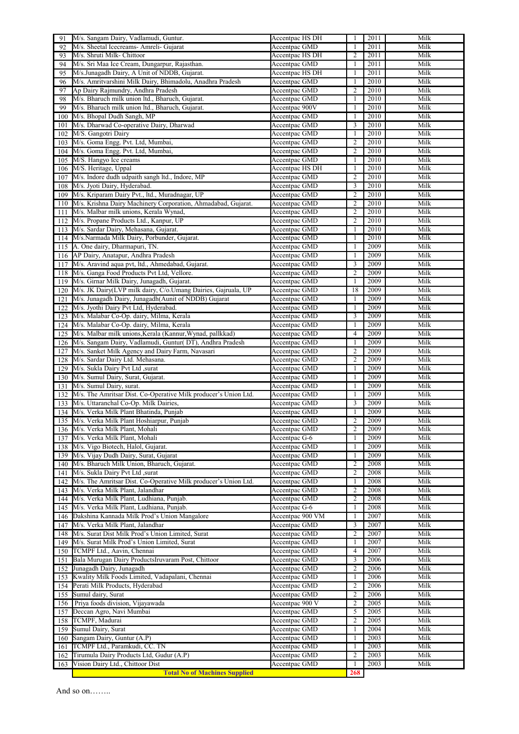| | | | | | |
|---|---|---|---|---|---|
| 91 | M/s. Sangam Dairy, Vadlamudi, Guntur. | Accentpac HS DH | 1 | 2011 | Milk |
| 92 | M/s. Sheetal Icecreams- Amreli- Gujarat | Accentpac GMD | 1 | 2011 | Milk |
| 93 | M/s. Shruti Milk- Chittoor | Accentpac HS DH | 2 | 2011 | Milk |
| 94 | M/s. Sri Maa Ice Cream, Dungarpur, Rajasthan. | Accentpac GMD | 1 | 2011 | Milk |
| 95 | M/s.Junagadh Dairy, A Unit of NDDB, Gujarat. | Accentpac HS DH | 1 | 2011 | Milk |
| 96 | M/s. Amritvarshini Milk Dairy, Bhimadolu, Anadhra Pradesh | Accentpac GMD | 1 | 2010 | Milk |
| 97 | Ap Dairy Rajmundry, Andhra Pradesh | Accentpac GMD | 2 | 2010 | Milk |
| 98 | M/s. Bharuch milk union ltd., Bharuch, Gujarat. | Accentpac GMD | 1 | 2010 | Milk |
| 99 | M/s. Bharuch milk union ltd., Bharuch, Gujarat. | Accentpac 900V | 1 | 2010 | Milk |
| 100 | M/s. Bhopal Dudh Sangh, MP | Accentpac GMD | 1 | 2010 | Milk |
| 101 | M/s. Dharwad Co-operative Dairy, Dharwad | Accentpac GMD | 3 | 2010 | Milk |
| 102 | M/S. Gangotri Dairy | Accentpac GMD | 1 | 2010 | Milk |
| 103 | M/s. Goma Engg. Pvt. Ltd, Mumbai, | Accentpac GMD | 2 | 2010 | Milk |
| 104 | M/s. Goma Engg. Pvt. Ltd, Mumbai, | Accentpac GMD | 2 | 2010 | Milk |
| 105 | M/S. Hangyo Ice creams | Accentpac GMD | 1 | 2010 | Milk |
| 106 | M/S. Heritage, Uppal | Accentpac HS DH | 1 | 2010 | Milk |
| 107 | M/s. Indore dudh udpaith sangh ltd., Indore, MP | Accentpac GMD | 2 | 2010 | Milk |
| 108 | M/s. Jyoti Dairy, Hyderabad. | Accentpac GMD | 3 | 2010 | Milk |
| 109 | M/s. Kriparam Dairy Pvt., ltd., Muradnagar, UP | Accentpac GMD | 2 | 2010 | Milk |
| 110 | M/s. Krishna Dairy Machinery Corporation, Ahmadabad, Gujarat. | Accentpac GMD | 2 | 2010 | Milk |
| 111 | M/s. Malbar milk unions, Kerala Wynad, | Accentpac GMD | 2 | 2010 | Milk |
| 112 | M/s. Propane Products Ltd., Kanpur, UP | Accentpac GMD | 2 | 2010 | Milk |
| 113 | M/s. Sardar Dairy, Mehasana, Gujarat. | Accentpac GMD | 1 | 2010 | Milk |
| 114 | M/s.Narmada Milk Dairy, Porbunder, Gujarat. | Accentpac GMD | 1 | 2010 | Milk |
| 115 | A. One dairy, Dharmapuri, TN. | Accentpac GMD | 1 | 2009 | Milk |
| 116 | AP Dairy, Anatapur, Andhra Pradesh | Accentpac GMD | 1 | 2009 | Milk |
| 117 | M/s. Aravind aqua pvt, ltd., Ahmedabad, Gujarat. | Accentpac GMD | 3 | 2009 | Milk |
| 118 | M/s. Ganga Food Products Pvt Ltd, Vellore. | Accentpac GMD | 2 | 2009 | Milk |
| 119 | M/s. Girnar Milk Dairy, Junagadh, Gujarat. | Accentpac GMD | 1 | 2009 | Milk |
| 120 | M/s. JK Dairy(LVP milk dairy, C/o.Umang Dairies, Gajruala, UP | Accentpac GMD | 18 | 2009 | Milk |
| 121 | M/s. Junagadh Dairy, Junagadh(Aunit of NDDB) Gujarat | Accentpac GMD | 1 | 2009 | Milk |
| 122 | M/s. Jyothi Dairy Pvt Ltd, Hyderabad. | Accentpac GMD | 1 | 2009 | Milk |
| 123 | M/s. Malabar Co-Op. dairy, Milma, Kerala | Accentpac GMD | 3 | 2009 | Milk |
| 124 | M/s. Malabar Co-Op. dairy, Milma, Kerala | Accentpac GMD | 1 | 2009 | Milk |
| 125 | M/s. Malbar milk unions,Kerala (Kannur,Wynad, pallkkad) | Accentpac GMD | 4 | 2009 | Milk |
| 126 | M/s. Sangam Dairy, Vadlamudi, Guntur( DT), Andhra Pradesh | Accentpac GMD | 1 | 2009 | Milk |
| 127 | M/s. Sanket Milk Agency and Dairy Farm, Navasari | Accentpac GMD | 2 | 2009 | Milk |
| 128 | M/s. Sardar Dairy Ltd. Mehasana. | Accentpac GMD | 2 | 2009 | Milk |
| 129 | M/s. Sukla Dairy Pvt Ltd ,surat | Accentpac GMD | 1 | 2009 | Milk |
| 130 | M/s. Sumul Dairy, Surat, Gujarat. | Accentpac GMD | 1 | 2009 | Milk |
| 131 | M/s. Sumul Dairy, surat. | Accentpac GMD | 1 | 2009 | Milk |
| 132 | M/s. The Amritsar Dist. Co-Operative Milk producer's Union Ltd. | Accentpac GMD | 1 | 2009 | Milk |
| 133 | M/s. Uttaranchal Co-Op. Milk Dairies, | Accentpac GMD | 3 | 2009 | Milk |
| 134 | M/s. Verka Milk Plant Bhatinda, Punjab | Accentpac GMD | 1 | 2009 | Milk |
| 135 | M/s. Verka Milk Plant Hoshiarpur, Punjab | Accentpac GMD | 2 | 2009 | Milk |
| 136 | M/s. Verka Milk Plant, Mohali | Accentpac GMD | 2 | 2009 | Milk |
| 137 | M/s. Verka Milk Plant, Mohali | Accentpac G-6 | 1 | 2009 | Milk |
| 138 | M/s. Vigo Biotech, Halol, Gujarat. | Accentpac GMD | 1 | 2009 | Milk |
| 139 | M/s. Vijay Dudh Dairy, Surat, Gujarat | Accentpac GMD | 1 | 2009 | Milk |
| 140 | M/s. Bharuch Milk Union, Bharuch, Gujarat. | Accentpac GMD | 2 | 2008 | Milk |
| 141 | M/s. Sukla Dairy Pvt Ltd ,surat | Accentpac GMD | 2 | 2008 | Milk |
| 142 | M/s. The Amritsar Dist. Co-Operative Milk producer's Union Ltd. | Accentpac GMD | 1 | 2008 | Milk |
| 143 | M/s. Verka Milk Plant, Jalandhar | Accentpac GMD | 2 | 2008 | Milk |
| 144 | M/s. Verka Milk Plant, Ludhiana, Punjab. | Accentpac GMD | 2 | 2008 | Milk |
| 145 | M/s. Verka Milk Plant, Ludhiana, Punjab. | Accentpac G-6 | 1 | 2008 | Milk |
| 146 | Dakshina Kannada Milk Prod's Union Mangalore | Accentpac 900 VM | 1 | 2007 | Milk |
| 147 | M/s. Verka Milk Plant, Jalandhar | Accentpac GMD | 3 | 2007 | Milk |
| 148 | M/s. Surat Dist Milk Prod's Union Limited, Surat | Accentpac GMD | 2 | 2007 | Milk |
| 149 | M/s. Surat Milk Prod's Union Limited, Surat | Accentpac GMD | 1 | 2007 | Milk |
| 150 | TCMPF Ltd., Aavin, Chennai | Accentpac GMD | 4 | 2007 | Milk |
| 151 | Bala Murugan Dairy ProductsIruvaram Post, Chittoor | Accentpac GMD | 3 | 2006 | Milk |
| 152 | Junagadh Dairy, Junagadh | Accentpac GMD | 2 | 2006 | Milk |
| 153 | Kwality Milk Foods Limited, Vadapalani, Chennai | Accentpac GMD | 1 | 2006 | Milk |
| 154 | Perati Milk Products, Hyderabad | Accentpac GMD | 2 | 2006 | Milk |
| 155 | Sumul dairy, Surat | Accentpac GMD | 2 | 2006 | Milk |
| 156 | Priya foods division, Vijayawada | Accentpac 900 V | 2 | 2005 | Milk |
| 157 | Deccan Agro, Navi Mumbai | Accentpac GMD | 5 | 2005 | Milk |
| 158 | TCMPF, Madurai | Accentpac GMD | 2 | 2005 | Milk |
| 159 | Sumul Dairy, Surat | Accentpac GMD | 1 | 2004 | Milk |
| 160 | Sangam Dairy, Guntur (A.P) | Accentpac GMD | 1 | 2003 | Milk |
| 161 | TCMPF Ltd., Paramkudi, CC. TN | Accentpac GMD | 1 | 2003 | Milk |
| 162 | Tirumula Dairy Products Ltd, Gudur (A.P) | Accentpac GMD | 2 | 2003 | Milk |
| 163 | Vision Dairy Ltd., Chittoor Dist | Accentpac GMD | 1 | 2003 | Milk |
| | **Total No of Machines Supplied** | | **268** | | |

And so on……..